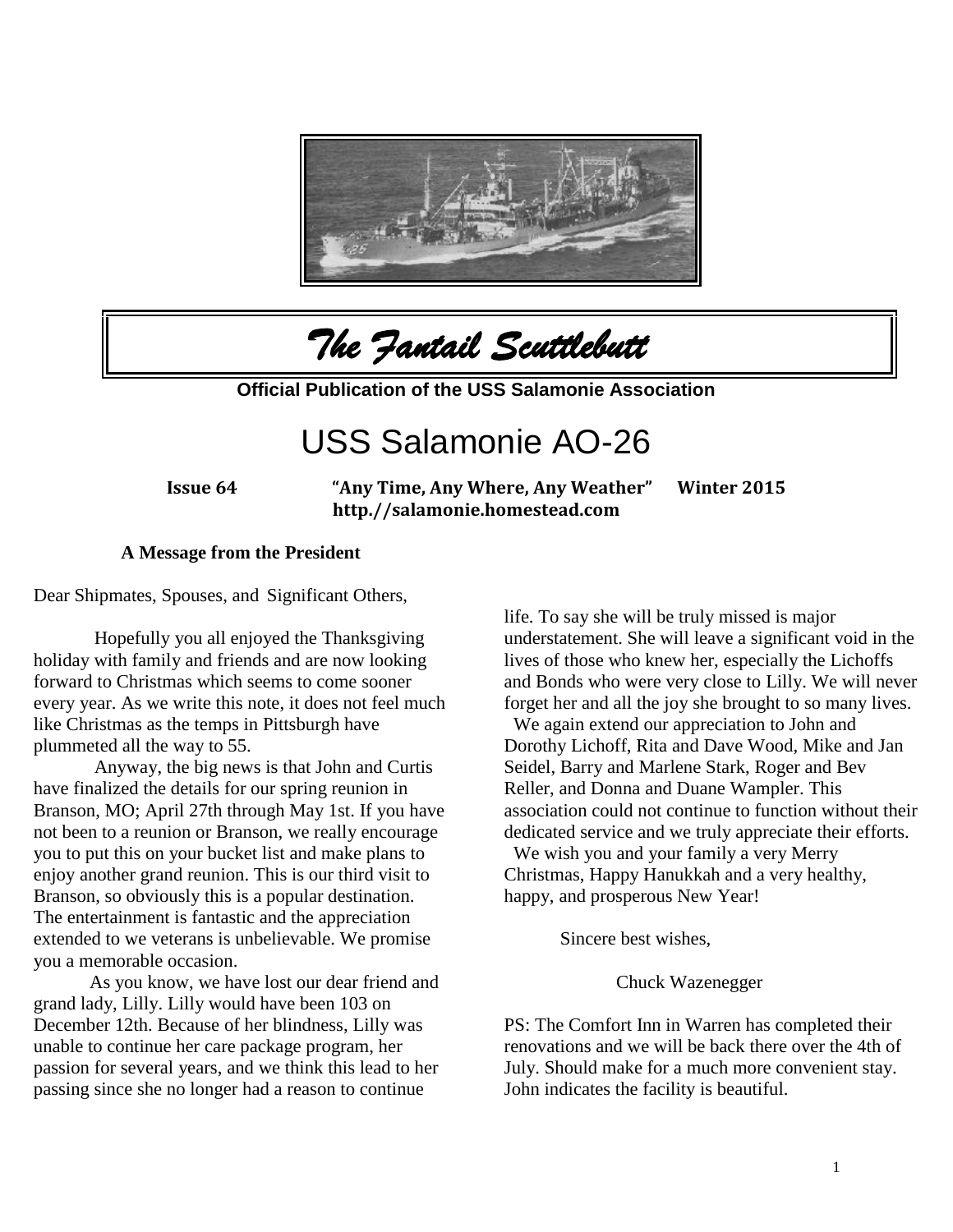# *The Fantail Scuttlebutt*

**Official Publication of the USS Salamonie Association**

# USS Salamonie AO-26

**Issue 64 "Any Time, Any Where, Any Weather" Winter 2015**
**http.//salamonie.homestead.com**

### A Message from the President

Dear Shipmates, Spouses, and Significant Others,

Hopefully you all enjoyed the Thanksgiving holiday with family and friends and are now looking forward to Christmas which seems to come sooner every year. As we write this note, it does not feel much like Christmas as the temps in Pittsburgh have plummeted all the way to 55.

Anyway, the big news is that John and Curtis have finalized the details for our spring reunion in Branson, MO; April 27th through May 1st. If you have not been to a reunion or Branson, we really encourage you to put this on your bucket list and make plans to enjoy another grand reunion. This is our third visit to Branson, so obviously this is a popular destination. The entertainment is fantastic and the appreciation extended to we veterans is unbelievable. We promise you a memorable occasion.

As you know, we have lost our dear friend and grand lady, Lilly. Lilly would have been 103 on December 12th. Because of her blindness, Lilly was unable to continue her care package program, her passion for several years, and we think this lead to her passing since she no longer had a reason to continue life. To say she will be truly missed is major understatement. She will leave a significant void in the lives of those who knew her, especially the Lichoffs and Bonds who were very close to Lilly. We will never forget her and all the joy she brought to so many lives.

We again extend our appreciation to John and Dorothy Lichoff, Rita and Dave Wood, Mike and Jan Seidel, Barry and Marlene Stark, Roger and Bev Reller, and Donna and Duane Wampler. This association could not continue to function without their dedicated service and we truly appreciate their efforts.

We wish you and your family a very Merry Christmas, Happy Hanukkah and a very healthy, happy, and prosperous New Year!

Sincere best wishes,

Chuck Wazenegger

PS: The Comfort Inn in Warren has completed their renovations and we will be back there over the 4th of July. Should make for a much more convenient stay. John indicates the facility is beautiful.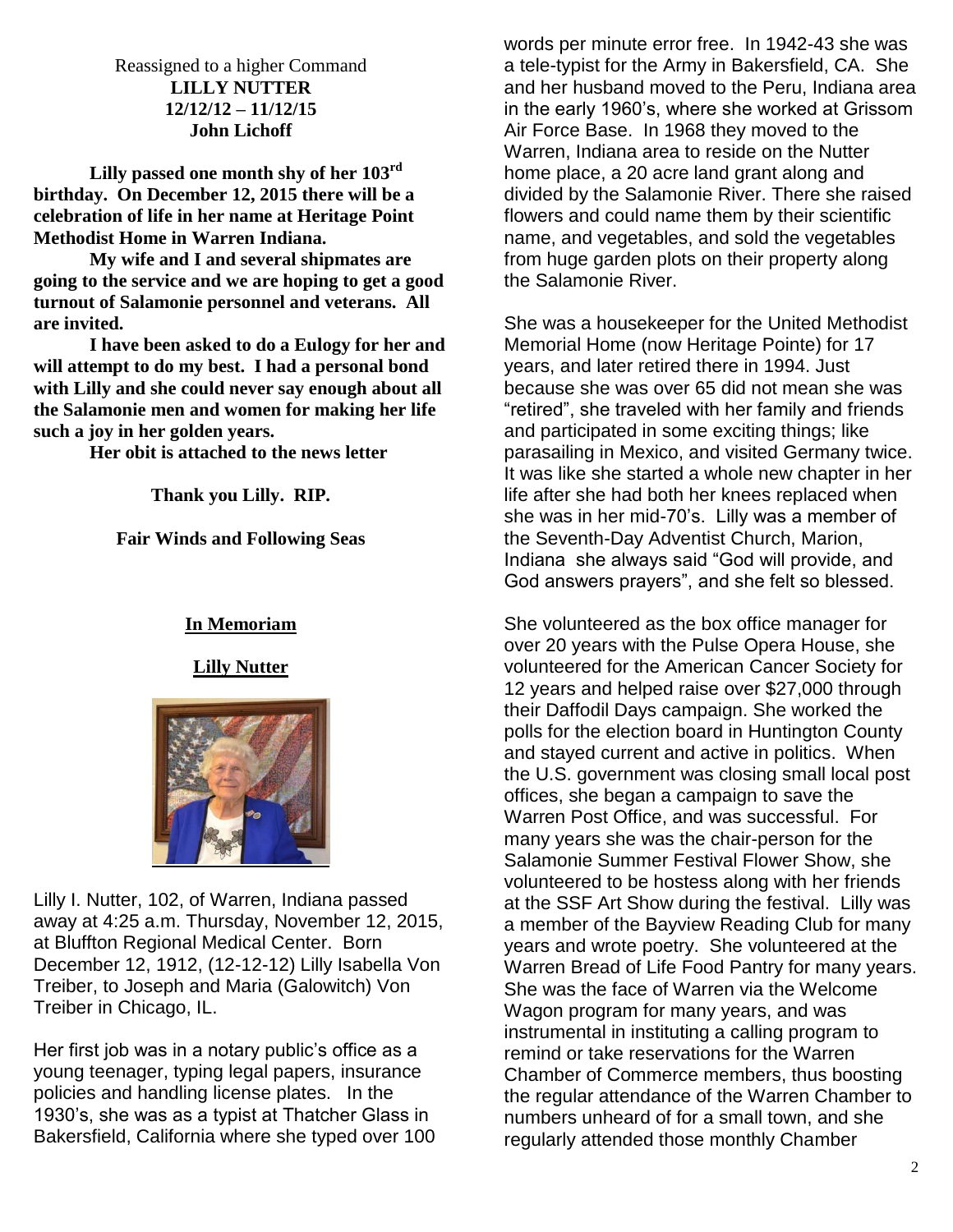Reassigned to a higher Command

**LILLY NUTTER**

**12/12/12 – 11/12/15**

**John Lichoff**

**Lilly passed one month shy of her 103rd birthday. On December 12, 2015 there will be a celebration of life in her name at Heritage Point Methodist Home in Warren Indiana.**

**My wife and I and several shipmates are going to the service and we are hoping to get a good turnout of Salamonie personnel and veterans. All are invited.**

**I have been asked to do a Eulogy for her and will attempt to do my best. I had a personal bond with Lilly and she could never say enough about all the Salamonie men and women for making her life such a joy in her golden years.**

**Her obit is attached to the news letter**

**Thank you Lilly. RIP.**

**Fair Winds and Following Seas**

## In Memoriam

## Lilly Nutter

Lilly I. Nutter, 102, of Warren, Indiana passed away at 4:25 a.m. Thursday, November 12, 2015, at Bluffton Regional Medical Center. Born December 12, 1912, (12-12-12) Lilly Isabella Von Treiber, to Joseph and Maria (Galowitch) Von Treiber in Chicago, IL.

Her first job was in a notary public's office as a young teenager, typing legal papers, insurance policies and handling license plates. In the 1930's, she was as a typist at Thatcher Glass in Bakersfield, California where she typed over 100 words per minute error free. In 1942-43 she was a tele-typist for the Army in Bakersfield, CA. She and her husband moved to the Peru, Indiana area in the early 1960's, where she worked at Grissom Air Force Base. In 1968 they moved to the Warren, Indiana area to reside on the Nutter home place, a 20 acre land grant along and divided by the Salamonie River. There she raised flowers and could name them by their scientific name, and vegetables, and sold the vegetables from huge garden plots on their property along the Salamonie River.

She was a housekeeper for the United Methodist Memorial Home (now Heritage Pointe) for 17 years, and later retired there in 1994. Just because she was over 65 did not mean she was "retired", she traveled with her family and friends and participated in some exciting things; like parasailing in Mexico, and visited Germany twice. It was like she started a whole new chapter in her life after she had both her knees replaced when she was in her mid-70's. Lilly was a member of the Seventh-Day Adventist Church, Marion, Indiana she always said "God will provide, and God answers prayers", and she felt so blessed.

She volunteered as the box office manager for over 20 years with the Pulse Opera House, she volunteered for the American Cancer Society for 12 years and helped raise over $27,000 through their Daffodil Days campaign. She worked the polls for the election board in Huntington County and stayed current and active in politics. When the U.S. government was closing small local post offices, she began a campaign to save the Warren Post Office, and was successful. For many years she was the chair-person for the Salamonie Summer Festival Flower Show, she volunteered to be hostess along with her friends at the SSF Art Show during the festival. Lilly was a member of the Bayview Reading Club for many years and wrote poetry. She volunteered at the Warren Bread of Life Food Pantry for many years. She was the face of Warren via the Welcome Wagon program for many years, and was instrumental in instituting a calling program to remind or take reservations for the Warren Chamber of Commerce members, thus boosting the regular attendance of the Warren Chamber to numbers unheard of for a small town, and she regularly attended those monthly Chamber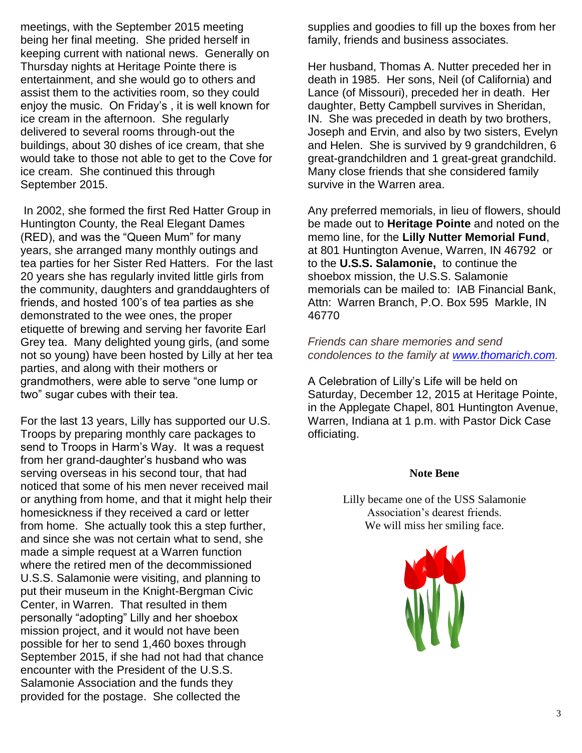meetings, with the September 2015 meeting being her final meeting. She prided herself in keeping current with national news. Generally on Thursday nights at Heritage Pointe there is entertainment, and she would go to others and assist them to the activities room, so they could enjoy the music. On Friday's , it is well known for ice cream in the afternoon. She regularly delivered to several rooms through-out the buildings, about 30 dishes of ice cream, that she would take to those not able to get to the Cove for ice cream. She continued this through September 2015.

In 2002, she formed the first Red Hatter Group in Huntington County, the Real Elegant Dames (RED), and was the "Queen Mum" for many years, she arranged many monthly outings and tea parties for her Sister Red Hatters. For the last 20 years she has regularly invited little girls from the community, daughters and granddaughters of friends, and hosted 100's of tea parties as she demonstrated to the wee ones, the proper etiquette of brewing and serving her favorite Earl Grey tea. Many delighted young girls, (and some not so young) have been hosted by Lilly at her tea parties, and along with their mothers or grandmothers, were able to serve "one lump or two" sugar cubes with their tea.

For the last 13 years, Lilly has supported our U.S. Troops by preparing monthly care packages to send to Troops in Harm's Way. It was a request from her grand-daughter's husband who was serving overseas in his second tour, that had noticed that some of his men never received mail or anything from home, and that it might help their homesickness if they received a card or letter from home. She actually took this a step further, and since she was not certain what to send, she made a simple request at a Warren function where the retired men of the decommissioned U.S.S. Salamonie were visiting, and planning to put their museum in the Knight-Bergman Civic Center, in Warren. That resulted in them personally "adopting" Lilly and her shoebox mission project, and it would not have been possible for her to send 1,460 boxes through September 2015, if she had not had that chance encounter with the President of the U.S.S. Salamonie Association and the funds they provided for the postage. She collected the supplies and goodies to fill up the boxes from her family, friends and business associates.

Her husband, Thomas A. Nutter preceded her in death in 1985. Her sons, Neil (of California) and Lance (of Missouri), preceded her in death. Her daughter, Betty Campbell survives in Sheridan, IN. She was preceded in death by two brothers, Joseph and Ervin, and also by two sisters, Evelyn and Helen. She is survived by 9 grandchildren, 6 great-grandchildren and 1 great-great grandchild. Many close friends that she considered family survive in the Warren area.

Any preferred memorials, in lieu of flowers, should be made out to **Heritage Pointe** and noted on the memo line, for the **Lilly Nutter Memorial Fund**, at 801 Huntington Avenue, Warren, IN 46792 or to the **U.S.S. Salamonie,** to continue the shoebox mission, the U.S.S. Salamonie memorials can be mailed to: IAB Financial Bank, Attn: Warren Branch, P.O. Box 595 Markle, IN 46770

*Friends can share memories and send condolences to the family at [www.thomarich.com](www.thomarich.com).*

A Celebration of Lilly's Life will be held on Saturday, December 12, 2015 at Heritage Pointe, in the Applegate Chapel, 801 Huntington Avenue, Warren, Indiana at 1 p.m. with Pastor Dick Case officiating.

**Note Bene**

Lilly became one of the USS Salamonie Association's dearest friends.
We will miss her smiling face.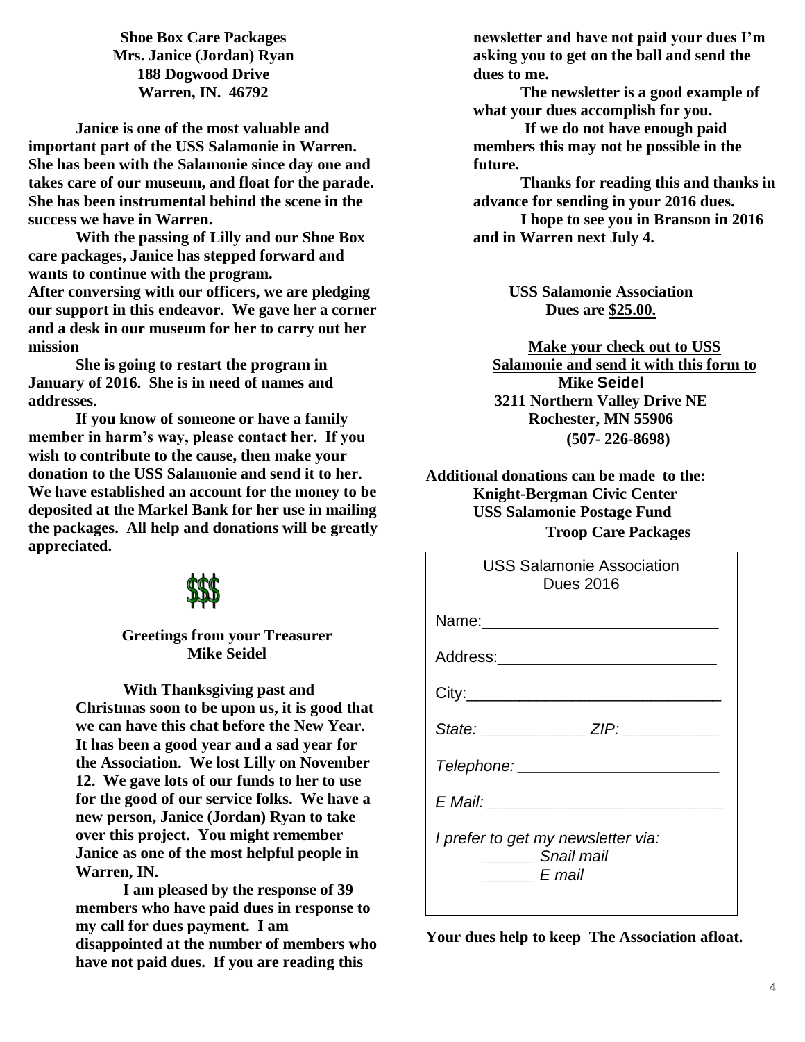**Shoe Box Care Packages**
**Mrs. Janice (Jordan) Ryan**
**188 Dogwood Drive**
**Warren, IN. 46792**

**Janice is one of the most valuable and important part of the USS Salamonie in Warren. She has been with the Salamonie since day one and takes care of our museum, and float for the parade. She has been instrumental behind the scene in the success we have in Warren.**

**With the passing of Lilly and our Shoe Box care packages, Janice has stepped forward and wants to continue with the program.**
**After conversing with our officers, we are pledging our support in this endeavor. We gave her a corner and a desk in our museum for her to carry out her mission**

**She is going to restart the program in January of 2016. She is in need of names and addresses.**

**If you know of someone or have a family member in harm's way, please contact her. If you wish to contribute to the cause, then make your donation to the USS Salamonie and send it to her. We have established an account for the money to be deposited at the Markel Bank for her use in mailing the packages. All help and donations will be greatly appreciated.**

$$$

**Greetings from your Treasurer**
**Mike Seidel**

**With Thanksgiving past and Christmas soon to be upon us, it is good that we can have this chat before the New Year. It has been a good year and a sad year for the Association. We lost Lilly on November 12. We gave lots of our funds to her to use for the good of our service folks. We have a new person, Janice (Jordan) Ryan to take over this project. You might remember Janice as one of the most helpful people in Warren, IN.**

**I am pleased by the response of 39 members who have paid dues in response to my call for dues payment. I am disappointed at the number of members who have not paid dues. If you are reading this newsletter and have not paid your dues I'm asking you to get on the ball and send the dues to me.**

**The newsletter is a good example of what your dues accomplish for you.**

**If we do not have enough paid members this may not be possible in the future.**

**Thanks for reading this and thanks in advance for sending in your 2016 dues.**

**I hope to see you in Branson in 2016 and in Warren next July 4.**

**USS Salamonie Association**
**Dues are <u>$25.00.</u>**

**<u>Make your check out to USS Salamonie and send it with this form to</u>**
**Mike Seidel**
**3211 Northern Valley Drive NE**
**Rochester, MN 55906**
**(507- 226-8698)**

**Additional donations can be made to the:**
**Knight-Bergman Civic Center**
**USS Salamonie Postage Fund**
**Troop Care Packages**

USS Salamonie Association
Dues 2016

Name:___________________________

Address:_________________________

City:_____________________________

*State: ____________ ZIP: ___________*

*Telephone: _______________________*

*E Mail: ___________________________*

*I prefer to get my newsletter via:*
*______ Snail mail*
*______ E mail*

**Your dues help to keep The Association afloat.**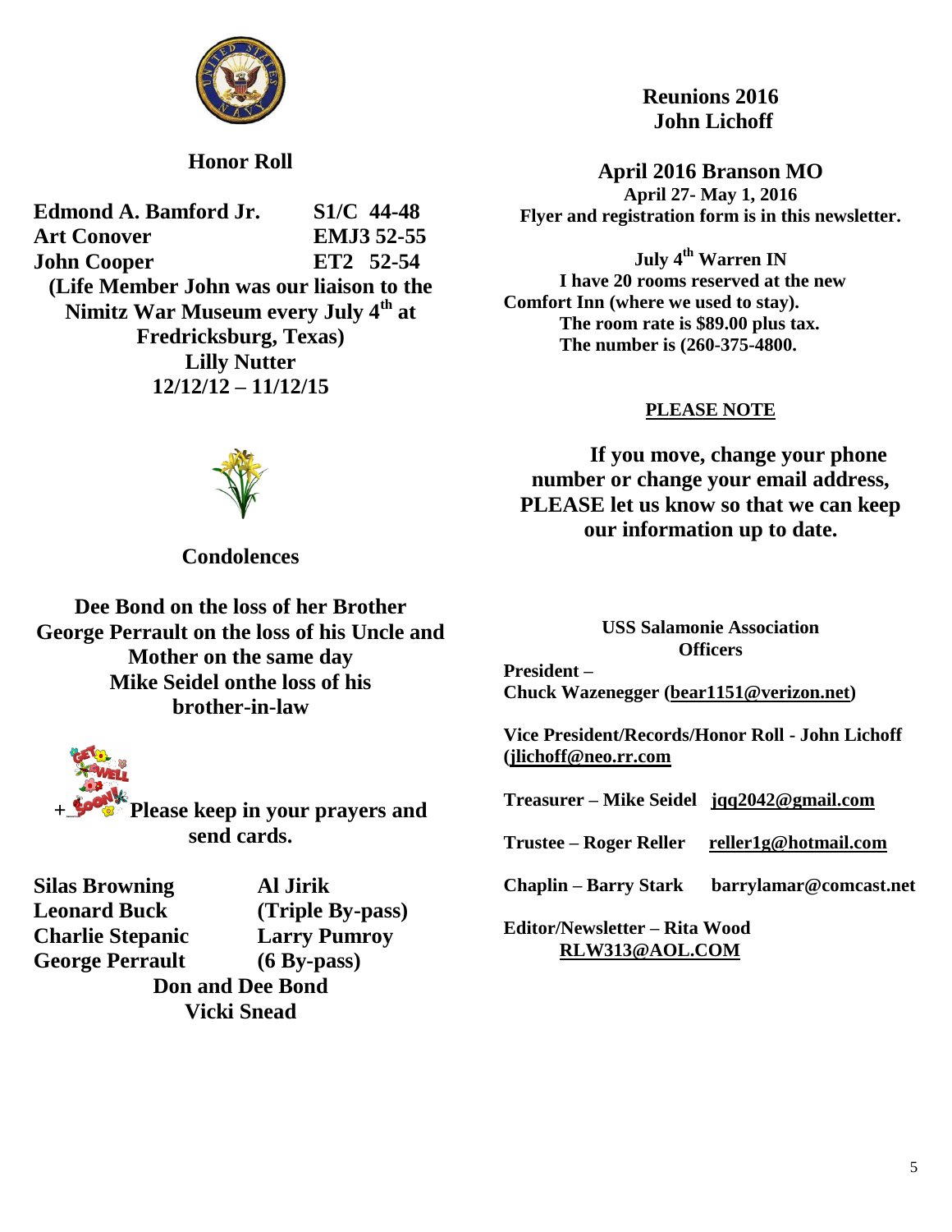## Honor Roll

| | |
|---|---|
| **Edmond A. Bamford Jr.** | **S1/C 44-48** |
| **Art Conover** | **EMJ3 52-55** |
| **John Cooper** | **ET2 52-54** |

**(Life Member John was our liaison to the Nimitz War Museum every July 4th at Fredricksburg, Texas)**

**Lilly Nutter**
**12/12/12 – 11/12/15**

## Condolences

**Dee Bond on the loss of her Brother**
**George Perrault on the loss of his Uncle and Mother on the same day**
**Mike Seidel onthe loss of his brother-in-law**

**+ Please keep in your prayers and send cards.**

| | |
|---|---|
| **Silas Browning** | **Al Jirik** |
| **Leonard Buck** | **(Triple By-pass)** |
| **Charlie Stepanic** | **Larry Pumroy** |
| **George Perrault** | **(6 By-pass)** |

**Don and Dee Bond**
**Vicki Snead**

## Reunions 2016
## John Lichoff

### April 2016 Branson MO

**April 27- May 1, 2016**
**Flyer and registration form is in this newsletter.**

**July 4th Warren IN**
**I have 20 rooms reserved at the new Comfort Inn (where we used to stay).**
**The room rate is $89.00 plus tax.**
**The number is (260-375-4800.**

**PLEASE NOTE**

**If you move, change your phone number or change your email address, PLEASE let us know so that we can keep our information up to date.**

### USS Salamonie Association Officers

**President –**
**Chuck Wazenegger (bear1151@verizon.net)**

**Vice President/Records/Honor Roll - John Lichoff (jlichoff@neo.rr.com**

**Treasurer – Mike Seidel jqq2042@gmail.com**

**Trustee – Roger Reller reller1g@hotmail.com**

**Chaplin – Barry Stark barrylamar@comcast.net**

**Editor/Newsletter – Rita Wood**
**RLW313@AOL.COM**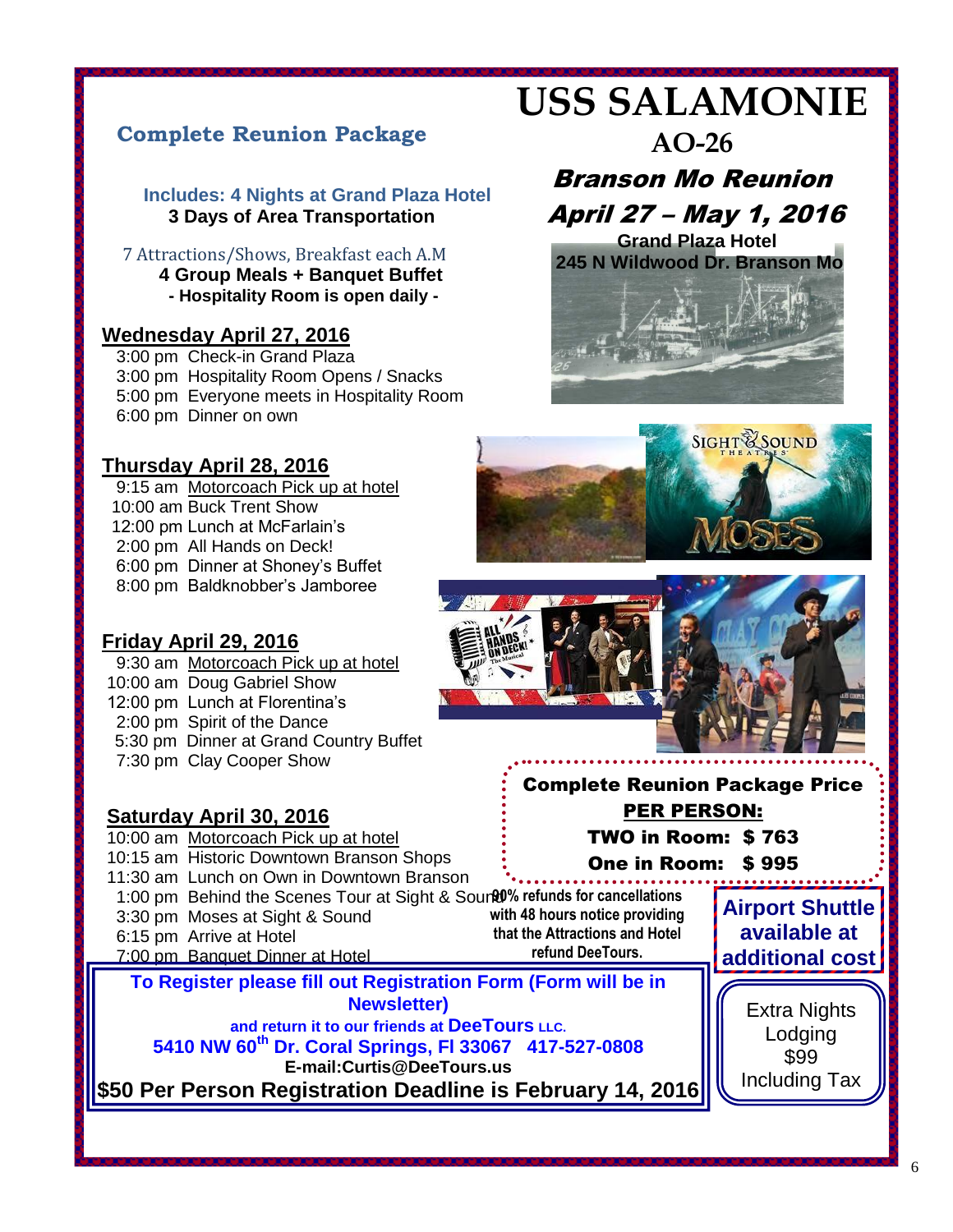# USS SALAMONIE

## AO-26

## *Branson Mo Reunion*

## *April 27 – May 1, 2016*

**Grand Plaza Hotel**
**245 N Wildwood Dr. Branson Mo**

## Complete Reunion Package

**Includes: 4 Nights at Grand Plaza Hotel**
**3 Days of Area Transportation**

7 Attractions/Shows, Breakfast each A.M
**4 Group Meals + Banquet Buffet**
**- Hospitality Room is open daily -**

### Wednesday April 27, 2016

- 3:00 pm Check-in Grand Plaza
- 3:00 pm Hospitality Room Opens / Snacks
- 5:00 pm Everyone meets in Hospitality Room
- 6:00 pm Dinner on own

### Thursday April 28, 2016

- 9:15 am Motorcoach Pick up at hotel
- 10:00 am Buck Trent Show
- 12:00 pm Lunch at McFarlain's
- 2:00 pm All Hands on Deck!
- 6:00 pm Dinner at Shoney's Buffet
- 8:00 pm Baldknobber's Jamboree

### Friday April 29, 2016

- 9:30 am Motorcoach Pick up at hotel
- 10:00 am Doug Gabriel Show
- 12:00 pm Lunch at Florentina's
- 2:00 pm Spirit of the Dance
- 5:30 pm Dinner at Grand Country Buffet
- 7:30 pm Clay Cooper Show

### Saturday April 30, 2016

- 10:00 am Motorcoach Pick up at hotel
- 10:15 am Historic Downtown Branson Shops
- 11:30 am Lunch on Own in Downtown Branson
- 1:00 pm Behind the Scenes Tour at Sight & Sound
- 3:30 pm Moses at Sight & Sound
- 6:15 pm Arrive at Hotel
- 7:00 pm Banquet Dinner at Hotel

**Complete Reunion Package Price**
**PER PERSON:**
**TWO in Room: $ 763**
**One in Room: $ 995**

**90% refunds for cancellations with 48 hours notice providing that the Attractions and Hotel refund DeeTours.**

**Airport Shuttle available at additional cost**

Extra Nights Lodging $99 Including Tax

**To Register please fill out Registration Form (Form will be in Newsletter)**
**and return it to our friends at DeeTours LLC.**
**5410 NW 60th Dr. Coral Springs, Fl 33067 417-527-0808**
**E-mail:Curtis@DeeTours.us**
**$50 Per Person Registration Deadline is February 14, 2016**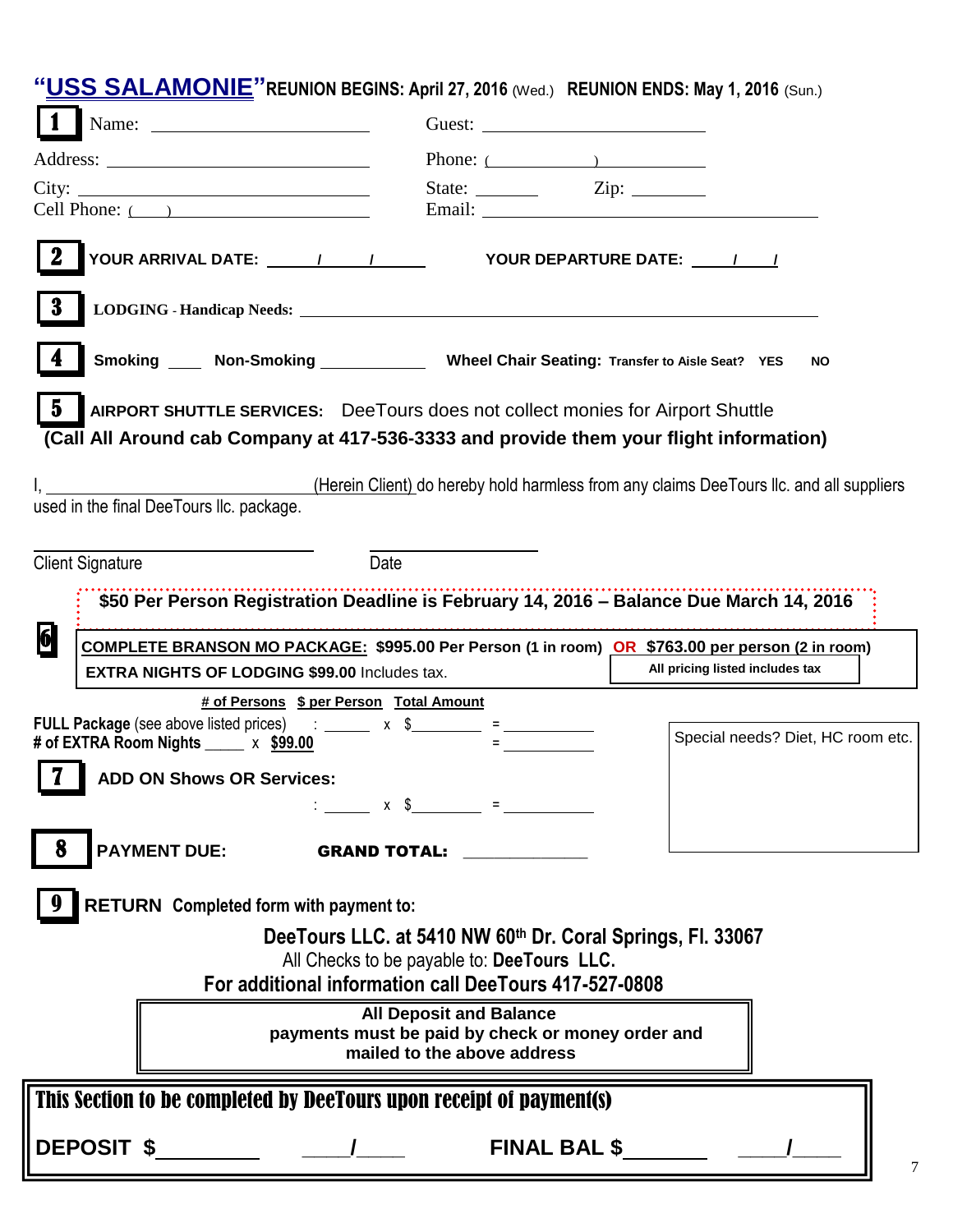# "USS SALAMONIE" REUNION BEGINS: April 27, 2016 (Wed.) REUNION ENDS: May 1, 2016 (Sun.)

**1** Name: ______________________ Guest: ______________________

Address: ______________________ Phone: (______) ______________

City: ______________________ State: ________ Zip: ________

Cell Phone: (___) ______________________ Email: ______________________

**2** **YOUR ARRIVAL DATE: _____/_____/_____** **YOUR DEPARTURE DATE: _____/_____/**

**3** **LODGING - Handicap Needs:** ______________________________________________

**4** **Smoking ____ Non-Smoking ____________** **Wheel Chair Seating: Transfer to Aisle Seat? YES NO**

**5** **AIRPORT SHUTTLE SERVICES:** DeeTours does not collect monies for Airport Shuttle

**(Call All Around cab Company at 417-536-3333 and provide them your flight information)**

I, ______________________ (Herein Client) do hereby hold harmless from any claims DeeTours llc. and all suppliers used in the final DeeTours llc. package.

______________________ ______________________

Client Signature Date

**$50 Per Person Registration Deadline is February 14, 2016 – Balance Due March 14, 2016**

**6** **COMPLETE BRANSON MO PACKAGE: $995.00 Per Person (1 in room) OR $763.00 per person (2 in room)**

**EXTRA NIGHTS OF LODGING $99.00** Includes tax. **All pricing listed includes tax**

| | # of Persons | $ per Person | Total Amount |
|---|---|---|---|
| **FULL Package** (see above listed prices) | ______ | x $________ | = __________ |
| **# of EXTRA Room Nights** _____ | | x **$99.00** | = __________ |

**7** **ADD ON Shows OR Services:**

: ______ x $________ = __________

Special needs? Diet, HC room etc.

**8** **PAYMENT DUE:** **GRAND TOTAL:** ____________

**9** **RETURN Completed form with payment to:**

**DeeTours LLC. at 5410 NW 60th Dr. Coral Springs, Fl. 33067**

All Checks to be payable to: **DeeTours LLC.**

**For additional information call DeeTours 417-527-0808**

**All Deposit and Balance payments must be paid by check or money order and mailed to the above address**

**This Section to be completed by DeeTours upon receipt of payment(s)**

**DEPOSIT $**________ ____/____ **FINAL BAL $**________ ____/____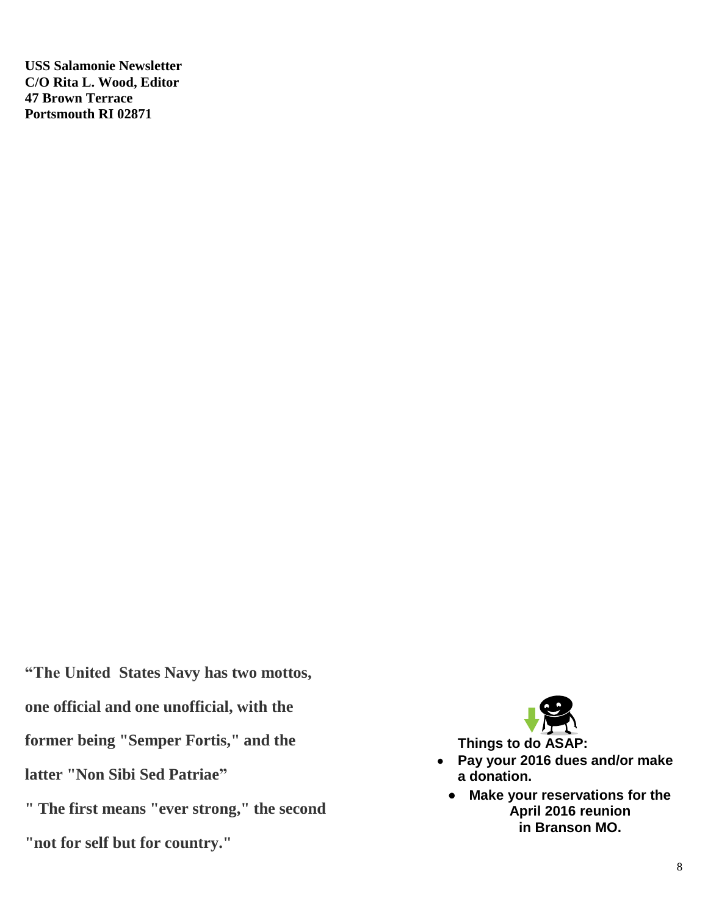**USS Salamonie Newsletter**
**C/O Rita L. Wood, Editor**
**47 Brown Terrace**
**Portsmouth RI 02871**

**“The United States Navy has two mottos, one official and one unofficial, with the former being "Semper Fortis," and the latter "Non Sibi Sed Patriae” " The first means "ever strong," the second "not for self but for country."**

**Things to do ASAP:**

- **Pay your 2016 dues and/or make a donation.**
- **Make your reservations for the April 2016 reunion in Branson MO.**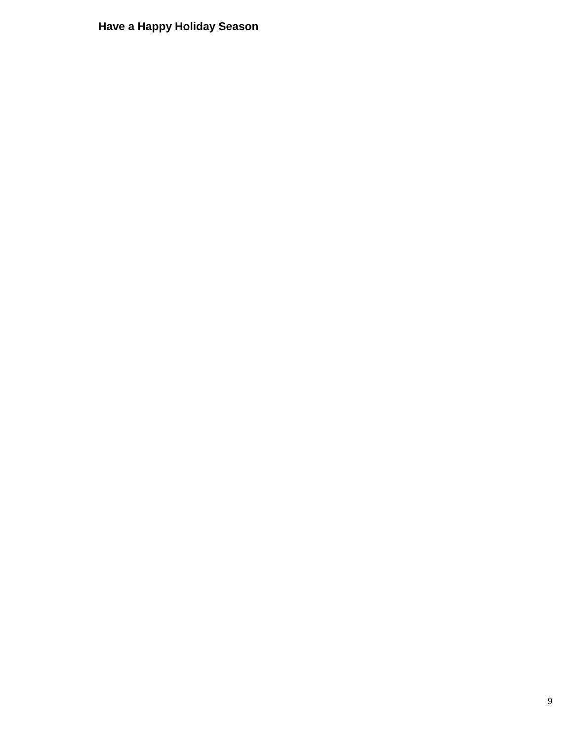**Have a Happy Holiday Season**